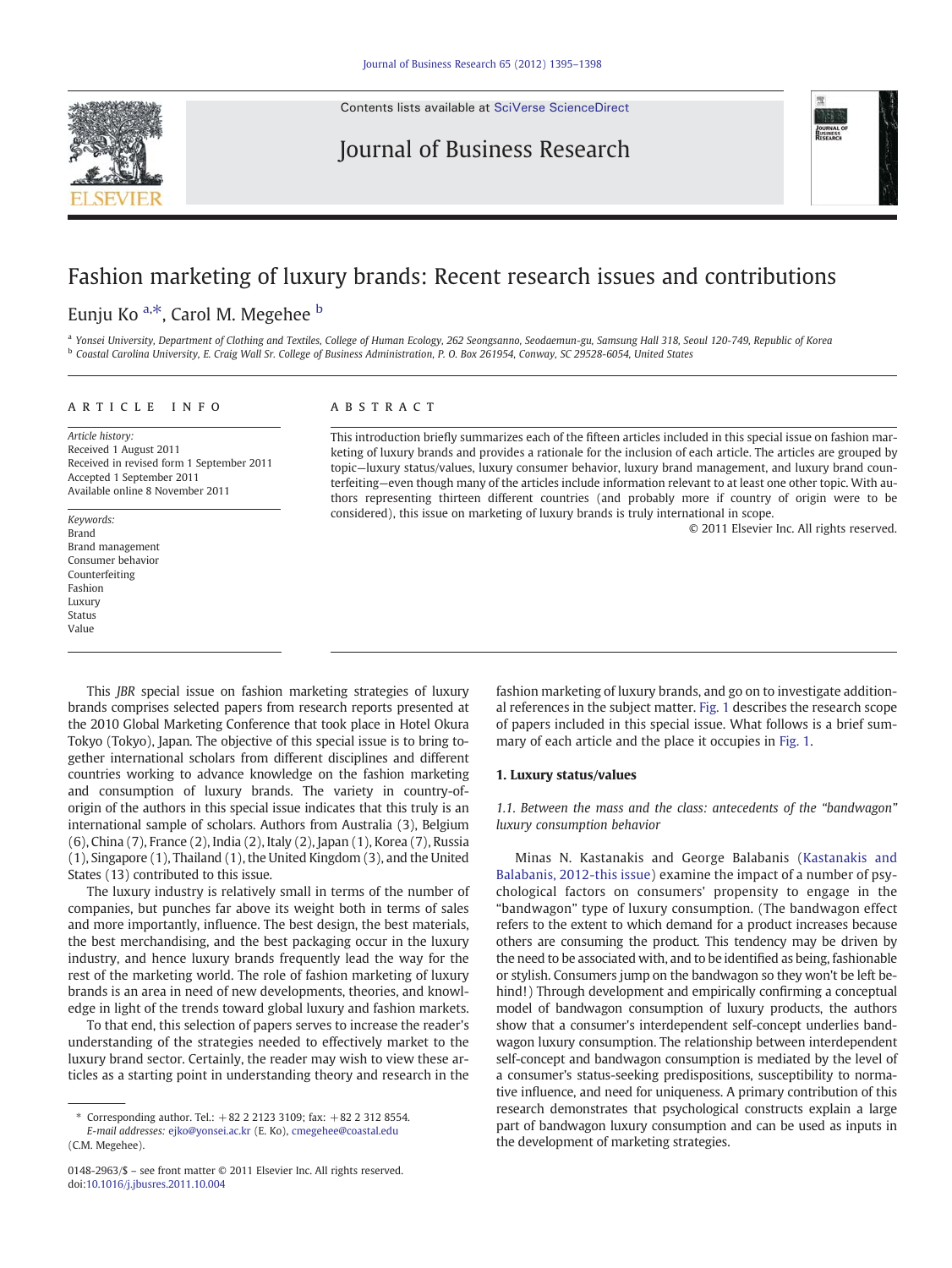# Fashion marketing of luxury brands: Recent research issues and contributions

Eunju Ko [a,*], Carol M. Megehee [b]

[a] Yonsei University, Department of Clothing and Textiles, College of Human Ecology, 262 Seongsanno, Seodaemun-gu, Samsung Hall 318, Seoul 120-749, Republic of Korea
[b] Coastal Carolina University, E. Craig Wall Sr. College of Business Administration, P. O. Box 261954, Conway, SC 29528-6054, United States

**ARTICLE INFO**

*Article history:*
Received 1 August 2011
Received in revised form 1 September 2011
Accepted 1 September 2011
Available online 8 November 2011

*Keywords:*
Brand
Brand management
Consumer behavior
Counterfeiting
Fashion
Luxury
Status
Value

**ABSTRACT**

This introduction briefly summarizes each of the fifteen articles included in this special issue on fashion marketing of luxury brands and provides a rationale for the inclusion of each article. The articles are grouped by topic—luxury status/values, luxury consumer behavior, luxury brand management, and luxury brand counterfeiting—even though many of the articles include information relevant to at least one other topic. With authors representing thirteen different countries (and probably more if country of origin were to be considered), this issue on marketing of luxury brands is truly international in scope.

© 2011 Elsevier Inc. All rights reserved.

This *JBR* special issue on fashion marketing strategies of luxury brands comprises selected papers from research reports presented at the 2010 Global Marketing Conference that took place in Hotel Okura Tokyo (Tokyo), Japan. The objective of this special issue is to bring together international scholars from different disciplines and different countries working to advance knowledge on the fashion marketing and consumption of luxury brands. The variety in country-of-origin of the authors in this special issue indicates that this truly is an international sample of scholars. Authors from Australia (3), Belgium (6), China (7), France (2), India (2), Italy (2), Japan (1), Korea (7), Russia (1), Singapore (1), Thailand (1), the United Kingdom (3), and the United States (13) contributed to this issue.

The luxury industry is relatively small in terms of the number of companies, but punches far above its weight both in terms of sales and more importantly, influence. The best design, the best merchandising, and the best packaging occur in the luxury industry, and hence luxury brands frequently lead the way for the rest of the marketing world. The role of fashion marketing of luxury brands is an area in need of new developments, theories, and knowledge in light of the trends toward global luxury and fashion markets.

To that end, this selection of papers serves to increase the reader's understanding of the strategies needed to effectively market to the luxury brand sector. Certainly, the reader may wish to view these articles as a starting point in understanding theory and research in the fashion marketing of luxury brands, and go on to investigate additional references in the subject matter. Fig. 1 describes the research scope of papers included in this special issue. What follows is a brief summary of each article and the place it occupies in Fig. 1.

## 1. Luxury status/values

### 1.1. Between the mass and the class: antecedents of the "bandwagon" luxury consumption behavior

Minas N. Kastanakis and George Balabanis (Kastanakis and Balabanis, 2012-this issue) examine the impact of a number of psychological factors on consumers' propensity to engage in the "bandwagon" type of luxury consumption. (The bandwagon effect refers to the extent to which demand for a product increases because others are consuming the product. This tendency may be driven by the need to be associated with, and to be identified as being, fashionable or stylish. Consumers jump on the bandwagon so they won't be left behind!) Through development and empirically confirming a conceptual model of bandwagon consumption of luxury products, the authors show that a consumer's interdependent self-concept underlies bandwagon luxury consumption. The relationship between interdependent self-concept and bandwagon consumption is mediated by the level of a consumer's status-seeking predispositions, susceptibility to normative influence, and need for uniqueness. A primary contribution of this research demonstrates that psychological constructs explain a large part of bandwagon luxury consumption and can be used as inputs in the development of marketing strategies.

* Corresponding author. Tel.: +82 2 2123 3109; fax: +82 2 312 8554.
*E-mail addresses:* ejko@yonsei.ac.kr (E. Ko), cmegehee@coastal.edu (C.M. Megehee).

0148-2963/$ – see front matter © 2011 Elsevier Inc. All rights reserved.
doi:10.1016/j.jbusres.2011.10.004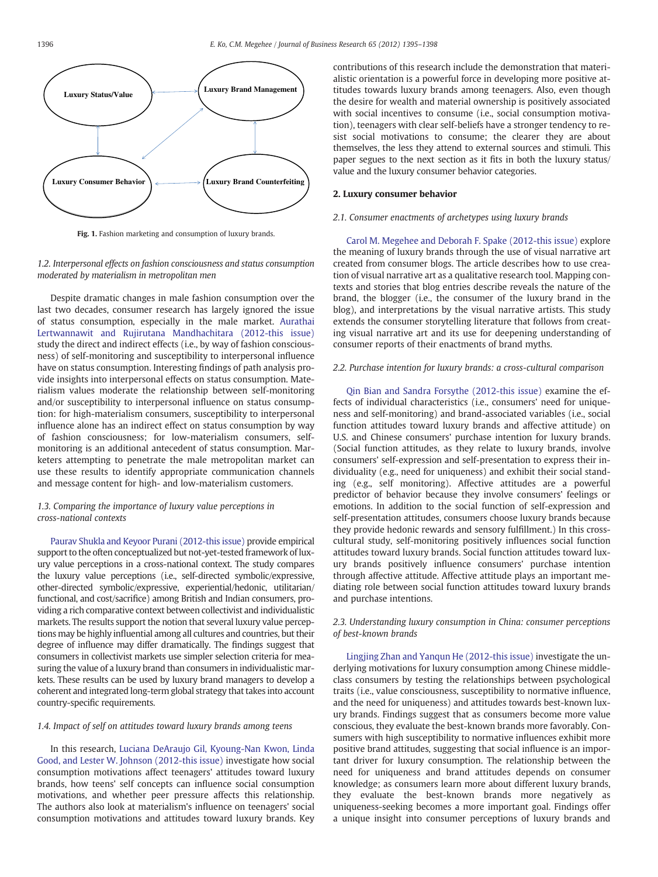Luxury Status/Value

Luxury Brand Management

Luxury Consumer Behavior

Luxury Brand Counterfeiting

Fig. 1. Fashion marketing and consumption of luxury brands.

### 1.2. Interpersonal effects on fashion consciousness and status consumption moderated by materialism in metropolitan men

Despite dramatic changes in male fashion consumption over the last two decades, consumer research has largely ignored the issue of status consumption, especially in the male market. Aurathai Lertwannawit and Rujirutana Mandhachitara (2012-this issue) study the direct and indirect effects (i.e., by way of fashion consciousness) of self-monitoring and susceptibility to interpersonal influence have on status consumption. Interesting findings of path analysis provide insights into interpersonal effects on status consumption. Materialism values moderate the relationship between self-monitoring and/or susceptibility to interpersonal influence on status consumption: for high-materialism consumers, susceptibility to interpersonal influence alone has an indirect effect on status consumption by way of fashion consciousness; for low-materialism consumers, self-monitoring is an additional antecedent of status consumption. Marketers attempting to penetrate the male metropolitan market can use these results to identify appropriate communication channels and message content for high- and low-materialism customers.

### 1.3. Comparing the importance of luxury value perceptions in cross-national contexts

Paurav Shukla and Keyoor Purani (2012-this issue) provide empirical support to the often conceptualized but not-yet-tested framework of luxury value perceptions in a cross-national context. The study compares the luxury value perceptions (i.e., self-directed symbolic/expressive, other-directed symbolic/expressive, experiential/hedonic, utilitarian/functional, and cost/sacrifice) among British and Indian consumers, providing a rich comparative context between collectivist and individualistic markets. The results support the notion that several luxury value perceptions may be highly influential among all cultures and countries, but their degree of influence may differ dramatically. The findings suggest that consumers in collectivist markets use simpler selection criteria for measuring the value of a luxury brand than consumers in individualistic markets. These results can be used by luxury brand managers to develop a coherent and integrated long-term global strategy that takes into account country-specific requirements.

### 1.4. Impact of self on attitudes toward luxury brands among teens

In this research, Luciana DeAraujo Gil, Kyoung-Nan Kwon, Linda Good, and Lester W. Johnson (2012-this issue) investigate how social consumption motivations affect teenagers' attitudes toward luxury brands, how teens' self concepts can influence social consumption motivations, and whether peer pressure affects this relationship. The authors also look at materialism's influence on teenagers' social consumption motivations and attitudes toward luxury brands. Key contributions of this research include the demonstration that materialistic orientation is a powerful force in developing more positive attitudes towards luxury brands among teenagers. Also, even though the desire for wealth and material ownership is positively associated with social incentives to consume (i.e., social consumption motivation), teenagers with clear self-beliefs have a stronger tendency to resist social motivations to consume; the clearer they are about themselves, the less they attend to external sources and stimuli. This paper segues to the next section as it fits in both the luxury status/value and the luxury consumer behavior categories.

## 2. Luxury consumer behavior

### 2.1. Consumer enactments of archetypes using luxury brands

Carol M. Megehee and Deborah F. Spake (2012-this issue) explore the meaning of luxury brands through the use of visual narrative art created from consumer blogs. The article describes how to use creation of visual narrative art as a qualitative research tool. Mapping contexts and stories that blog entries describe reveals the nature of the brand, the blogger (i.e., the consumer of the luxury brand in the blog), and interpretations by the visual narrative artists. This study extends the consumer storytelling literature that follows from creating visual narrative art and its use for deepening understanding of consumer reports of their enactments of brand myths.

### 2.2. Purchase intention for luxury brands: a cross-cultural comparison

Qin Bian and Sandra Forsythe (2012-this issue) examine the effects of individual characteristics (i.e., consumers' need for uniqueness and self-monitoring) and brand-associated variables (i.e., social function attitudes toward luxury brands and affective attitude) on U.S. and Chinese consumers' purchase intention for luxury brands. (Social function attitudes, as they relate to luxury brands, involve consumers' self-expression and self-presentation to express their individuality (e.g., need for uniqueness) and exhibit their social standing (e.g., self monitoring). Affective attitudes are a powerful predictor of behavior because they involve consumers' feelings or emotions. In addition to the social function of self-expression and self-presentation attitudes, consumers choose luxury brands because they provide hedonic rewards and sensory fulfillment.) In this cross-cultural study, self-monitoring positively influences social function attitudes toward luxury brands. Social function attitudes toward luxury brands positively influence consumers' purchase intention through affective attitude. Affective attitude plays an important mediating role between social function attitudes toward luxury brands and purchase intentions.

### 2.3. Understanding luxury consumption in China: consumer perceptions of best-known brands

Lingjing Zhan and Yanqun He (2012-this issue) investigate the underlying motivations for luxury consumption among Chinese middle-class consumers by testing the relationships between psychological traits (i.e., value consciousness, susceptibility to normative influence, and the need for uniqueness) and attitudes towards best-known luxury brands. Findings suggest that as consumers become more value conscious, they evaluate the best-known brands more favorably. Consumers with high susceptibility to normative influences exhibit more positive brand attitudes, suggesting that social influence is an important driver for luxury consumption. The relationship between the need for uniqueness and brand attitudes depends on consumer knowledge; as consumers learn more about different luxury brands, they evaluate the best-known brands more negatively as uniqueness-seeking becomes a more important goal. Findings offer a unique insight into consumer perceptions of luxury brands and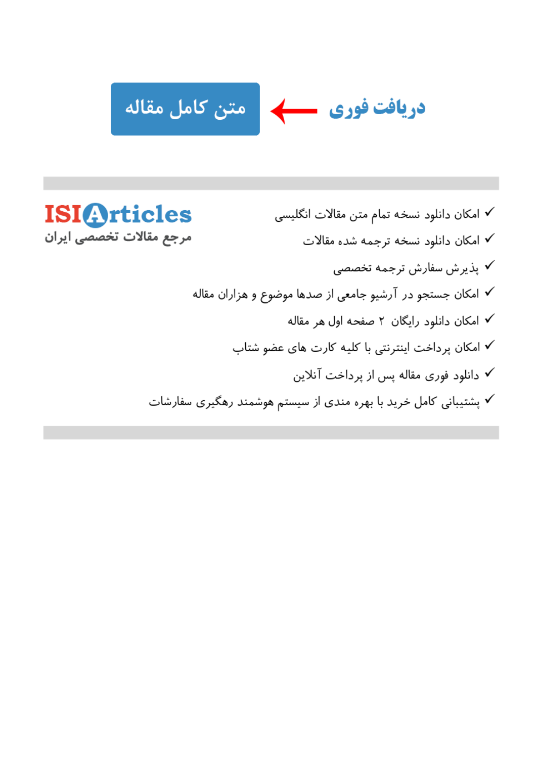دریافت فوری ← **متن کامل مقاله**

**ISIArticles**
مرجع مقالات تخصصی ایران

- ✓ امکان دانلود نسخه تمام متن مقالات انگلیسی
- ✓ امکان دانلود نسخه ترجمه شده مقالات
- ✓ پذیرش سفارش ترجمه تخصصی
- ✓ امکان جستجو در آرشیو جامعی از صدها موضوع و هزاران مقاله
- ✓ امکان دانلود رایگان ۲ صفحه اول هر مقاله
- ✓ امکان پرداخت اینترنتی با کلیه کارت های عضو شتاب
- ✓ دانلود فوری مقاله پس از پرداخت آنلاین
- ✓ پشتیبانی کامل خرید با بهره مندی از سیستم هوشمند رهگیری سفارشات